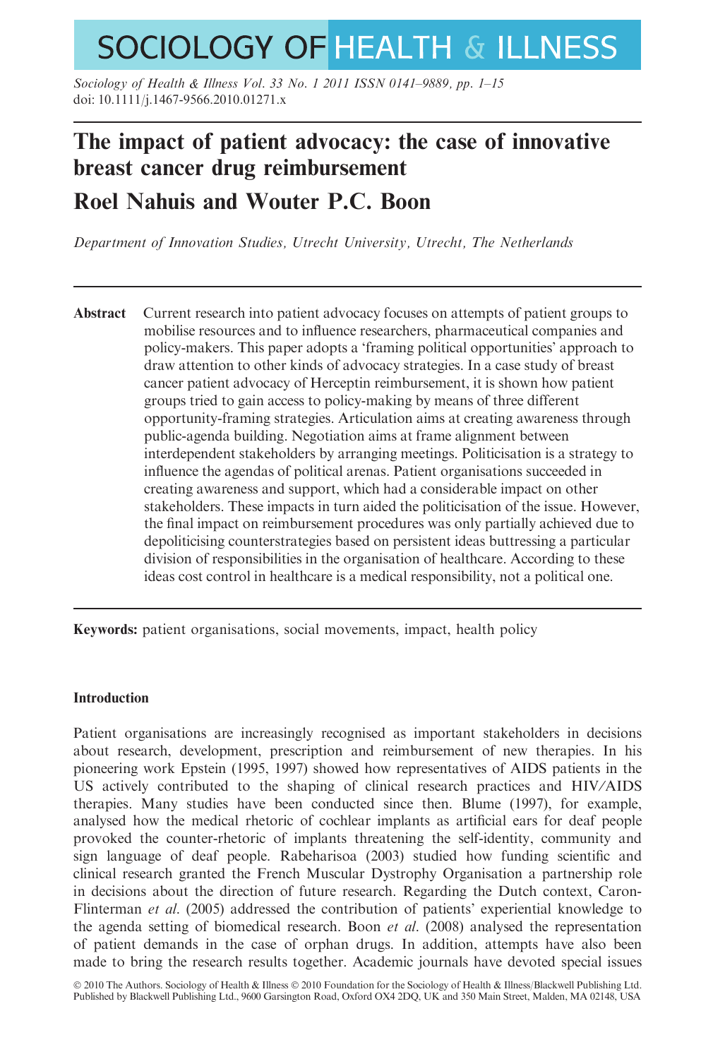# The impact of patient advocacy: the case of innovative breast cancer drug reimbursement

## Roel Nahuis and Wouter P.C. Boon

*Department of Innovation Studies, Utrecht University, Utrecht, The Netherlands*

**Abstract** Current research into patient advocacy focuses on attempts of patient groups to mobilise resources and to influence researchers, pharmaceutical companies and policy-makers. This paper adopts a 'framing political opportunities' approach to draw attention to other kinds of advocacy strategies. In a case study of breast cancer patient advocacy of Herceptin reimbursement, it is shown how patient groups tried to gain access to policy-making by means of three different opportunity-framing strategies. Articulation aims at creating awareness through public-agenda building. Negotiation aims at frame alignment between interdependent stakeholders by arranging meetings. Politicisation is a strategy to influence the agendas of political arenas. Patient organisations succeeded in creating awareness and support, which had a considerable impact on other stakeholders. These impacts in turn aided the politicisation of the issue. However, the final impact on reimbursement procedures was only partially achieved due to depoliticising counterstrategies based on persistent ideas buttressing a particular division of responsibilities in the organisation of healthcare. According to these ideas cost control in healthcare is a medical responsibility, not a political one.

**Keywords:** patient organisations, social movements, impact, health policy

### Introduction

Patient organisations are increasingly recognised as important stakeholders in decisions about research, development, prescription and reimbursement of new therapies. In his pioneering work Epstein (1995, 1997) showed how representatives of AIDS patients in the US actively contributed to the shaping of clinical research practices and HIV/AIDS therapies. Many studies have been conducted since then. Blume (1997), for example, analysed how the medical rhetoric of cochlear implants as artificial ears for deaf people provoked the counter-rhetoric of implants threatening the self-identity, community and sign language of deaf people. Rabeharisoa (2003) studied how funding scientific and clinical research granted the French Muscular Dystrophy Organisation a partnership role in decisions about the direction of future research. Regarding the Dutch context, Caron-Flinterman *et al.* (2005) addressed the contribution of patients' experiential knowledge to the agenda setting of biomedical research. Boon *et al.* (2008) analysed the representation of patient demands in the case of orphan drugs. In addition, attempts have also been made to bring the research results together. Academic journals have devoted special issues

© 2010 The Authors. Sociology of Health & Illness © 2010 Foundation for the Sociology of Health & Illness/Blackwell Publishing Ltd. Published by Blackwell Publishing Ltd., 9600 Garsington Road, Oxford OX4 2DQ, UK and 350 Main Street, Malden, MA 02148, USA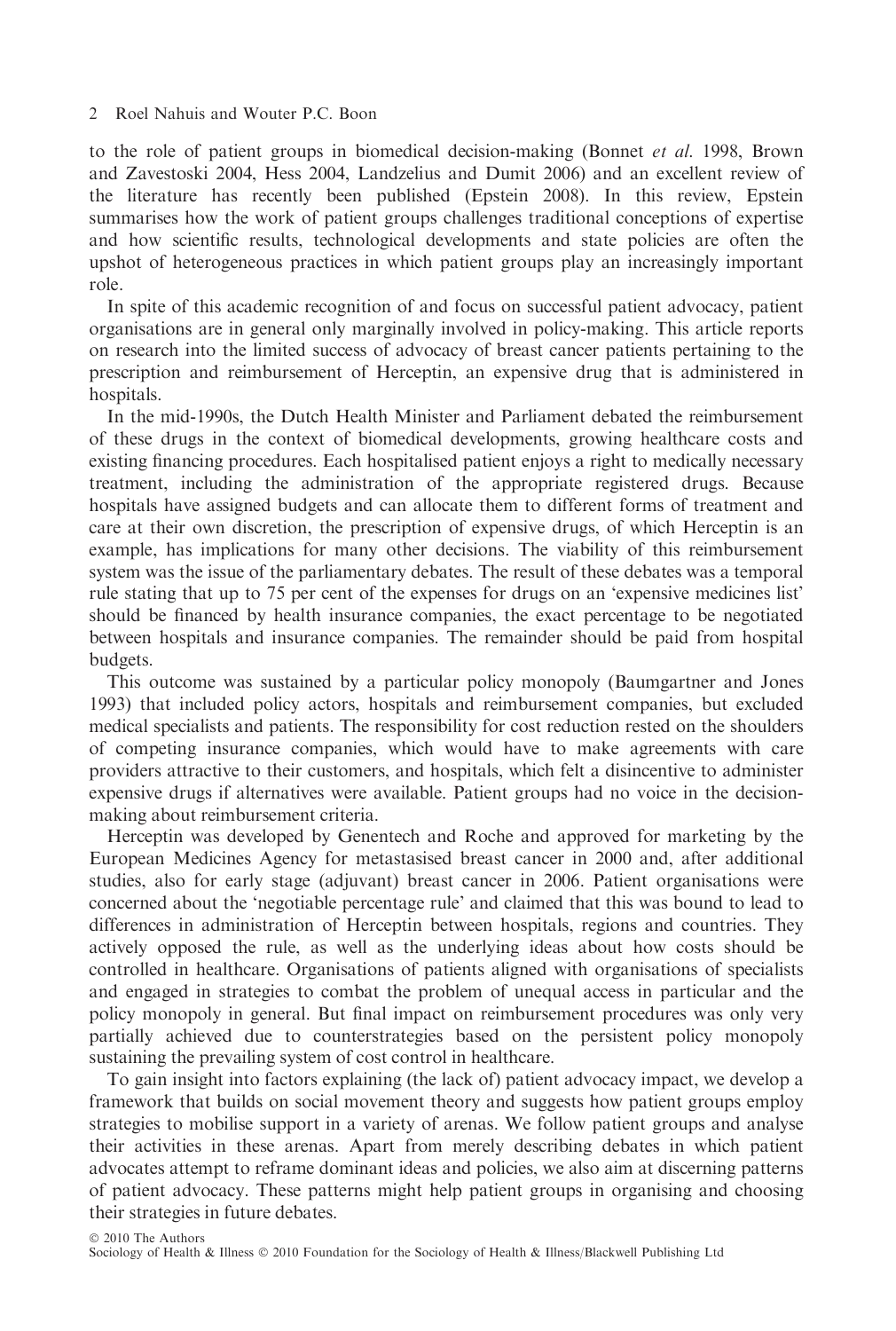to the role of patient groups in biomedical decision-making (Bonnet *et al.* 1998, Brown and Zavestoski 2004, Hess 2004, Landzelius and Dumit 2006) and an excellent review of the literature has recently been published (Epstein 2008). In this review, Epstein summarises how the work of patient groups challenges traditional conceptions of expertise and how scientific results, technological developments and state policies are often the upshot of heterogeneous practices in which patient groups play an increasingly important role.

In spite of this academic recognition of and focus on successful patient advocacy, patient organisations are in general only marginally involved in policy-making. This article reports on research into the limited success of advocacy of breast cancer patients pertaining to the prescription and reimbursement of Herceptin, an expensive drug that is administered in hospitals.

In the mid-1990s, the Dutch Health Minister and Parliament debated the reimbursement of these drugs in the context of biomedical developments, growing healthcare costs and existing financing procedures. Each hospitalised patient enjoys a right to medically necessary treatment, including the administration of the appropriate registered drugs. Because hospitals have assigned budgets and can allocate them to different forms of treatment and care at their own discretion, the prescription of expensive drugs, of which Herceptin is an example, has implications for many other decisions. The viability of this reimbursement system was the issue of the parliamentary debates. The result of these debates was a temporal rule stating that up to 75 per cent of the expenses for drugs on an 'expensive medicines list' should be financed by health insurance companies, the exact percentage to be negotiated between hospitals and insurance companies. The remainder should be paid from hospital budgets.

This outcome was sustained by a particular policy monopoly (Baumgartner and Jones 1993) that included policy actors, hospitals and reimbursement companies, but excluded medical specialists and patients. The responsibility for cost reduction rested on the shoulders of competing insurance companies, which would have to make agreements with care providers attractive to their customers, and hospitals, which felt a disincentive to administer expensive drugs if alternatives were available. Patient groups had no voice in the decision-making about reimbursement criteria.

Herceptin was developed by Genentech and Roche and approved for marketing by the European Medicines Agency for metastasised breast cancer in 2000 and, after additional studies, also for early stage (adjuvant) breast cancer in 2006. Patient organisations were concerned about the 'negotiable percentage rule' and claimed that this was bound to lead to differences in administration of Herceptin between hospitals, regions and countries. They actively opposed the rule, as well as the underlying ideas about how costs should be controlled in healthcare. Organisations of patients aligned with organisations of specialists and engaged in strategies to combat the problem of unequal access in particular and the policy monopoly in general. But final impact on reimbursement procedures was only very partially achieved due to counterstrategies based on the persistent policy monopoly sustaining the prevailing system of cost control in healthcare.

To gain insight into factors explaining (the lack of) patient advocacy impact, we develop a framework that builds on social movement theory and suggests how patient groups employ strategies to mobilise support in a variety of arenas. We follow patient groups and analyse their activities in these arenas. Apart from merely describing debates in which patient advocates attempt to reframe dominant ideas and policies, we also aim at discerning patterns of patient advocacy. These patterns might help patient groups in organising and choosing their strategies in future debates.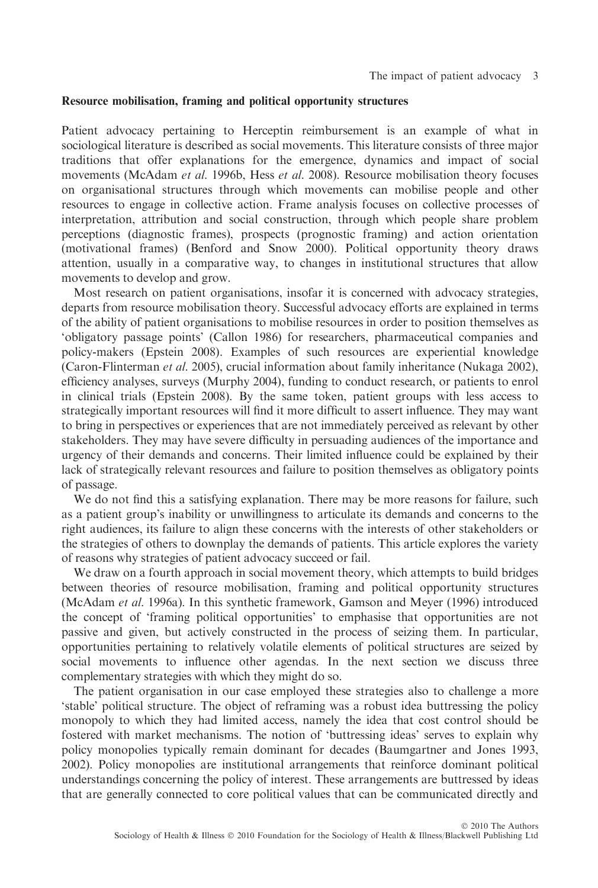### Resource mobilisation, framing and political opportunity structures

Patient advocacy pertaining to Herceptin reimbursement is an example of what in sociological literature is described as social movements. This literature consists of three major traditions that offer explanations for the emergence, dynamics and impact of social movements (McAdam *et al.* 1996b, Hess *et al.* 2008). Resource mobilisation theory focuses on organisational structures through which movements can mobilise people and other resources to engage in collective action. Frame analysis focuses on collective processes of interpretation, attribution and social construction, through which people share problem perceptions (diagnostic frames), prospects (prognostic framing) and action orientation (motivational frames) (Benford and Snow 2000). Political opportunity theory draws attention, usually in a comparative way, to changes in institutional structures that allow movements to develop and grow.

Most research on patient organisations, insofar it is concerned with advocacy strategies, departs from resource mobilisation theory. Successful advocacy efforts are explained in terms of the ability of patient organisations to mobilise resources in order to position themselves as 'obligatory passage points' (Callon 1986) for researchers, pharmaceutical companies and policy-makers (Epstein 2008). Examples of such resources are experiential knowledge (Caron-Flinterman *et al.* 2005), crucial information about family inheritance (Nukaga 2002), efficiency analyses, surveys (Murphy 2004), funding to conduct research, or patients to enrol in clinical trials (Epstein 2008). By the same token, patient groups with less access to strategically important resources will find it more difficult to assert influence. They may want to bring in perspectives or experiences that are not immediately perceived as relevant by other stakeholders. They may have severe difficulty in persuading audiences of the importance and urgency of their demands and concerns. Their limited influence could be explained by their lack of strategically relevant resources and failure to position themselves as obligatory points of passage.

We do not find this a satisfying explanation. There may be more reasons for failure, such as a patient group's inability or unwillingness to articulate its demands and concerns to the right audiences, its failure to align these concerns with the interests of other stakeholders or the strategies of others to downplay the demands of patients. This article explores the variety of reasons why strategies of patient advocacy succeed or fail.

We draw on a fourth approach in social movement theory, which attempts to build bridges between theories of resource mobilisation, framing and political opportunity structures (McAdam *et al.* 1996a). In this synthetic framework, Gamson and Meyer (1996) introduced the concept of 'framing political opportunities' to emphasise that opportunities are not passive and given, but actively constructed in the process of seizing them. In particular, opportunities pertaining to relatively volatile elements of political structures are seized by social movements to influence other agendas. In the next section we discuss three complementary strategies with which they might do so.

The patient organisation in our case employed these strategies also to challenge a more 'stable' political structure. The object of reframing was a robust idea buttressing the policy monopoly to which they had limited access, namely the idea that cost control should be fostered with market mechanisms. The notion of 'buttressing ideas' serves to explain why policy monopolies typically remain dominant for decades (Baumgartner and Jones 1993, 2002). Policy monopolies are institutional arrangements that reinforce dominant political understandings concerning the policy of interest. These arrangements are buttressed by ideas that are generally connected to core political values that can be communicated directly and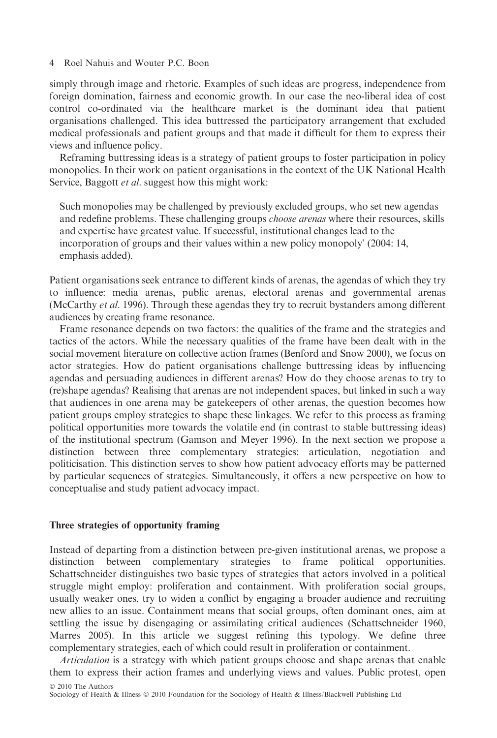simply through image and rhetoric. Examples of such ideas are progress, independence from foreign domination, fairness and economic growth. In our case the neo-liberal idea of cost control co-ordinated via the healthcare market is the dominant idea that patient organisations challenged. This idea buttressed the participatory arrangement that excluded medical professionals and patient groups and that made it difficult for them to express their views and influence policy.

Reframing buttressing ideas is a strategy of patient groups to foster participation in policy monopolies. In their work on patient organisations in the context of the UK National Health Service, Baggott *et al*. suggest how this might work:

> Such monopolies may be challenged by previously excluded groups, who set new agendas and redefine problems. These challenging groups *choose arenas* where their resources, skills and expertise have greatest value. If successful, institutional changes lead to the incorporation of groups and their values within a new policy monopoly' (2004: 14, emphasis added).

Patient organisations seek entrance to different kinds of arenas, the agendas of which they try to influence: media arenas, public arenas, electoral arenas and governmental arenas (McCarthy *et al*. 1996). Through these agendas they try to recruit bystanders among different audiences by creating frame resonance.

Frame resonance depends on two factors: the qualities of the frame and the strategies and tactics of the actors. While the necessary qualities of the frame have been dealt with in the social movement literature on collective action frames (Benford and Snow 2000), we focus on actor strategies. How do patient organisations challenge buttressing ideas by influencing agendas and persuading audiences in different arenas? How do they choose arenas to try to (re)shape agendas? Realising that arenas are not independent spaces, but linked in such a way that audiences in one arena may be gatekeepers of other arenas, the question becomes how patient groups employ strategies to shape these linkages. We refer to this process as framing political opportunities more towards the volatile end (in contrast to stable buttressing ideas) of the institutional spectrum (Gamson and Meyer 1996). In the next section we propose a distinction between three complementary strategies: articulation, negotiation and politicisation. This distinction serves to show how patient advocacy efforts may be patterned by particular sequences of strategies. Simultaneously, it offers a new perspective on how to conceptualise and study patient advocacy impact.

### Three strategies of opportunity framing

Instead of departing from a distinction between pre-given institutional arenas, we propose a distinction between complementary strategies to frame political opportunities. Schattschneider distinguishes two basic types of strategies that actors involved in a political struggle might employ: proliferation and containment. With proliferation social groups, usually weaker ones, try to widen a conflict by engaging a broader audience and recruiting new allies to an issue. Containment means that social groups, often dominant ones, aim at settling the issue by disengaging or assimilating critical audiences (Schattschneider 1960, Marres 2005). In this article we suggest refining this typology. We define three complementary strategies, each of which could result in proliferation or containment.

*Articulation* is a strategy with which patient groups choose and shape arenas that enable them to express their action frames and underlying views and values. Public protest, open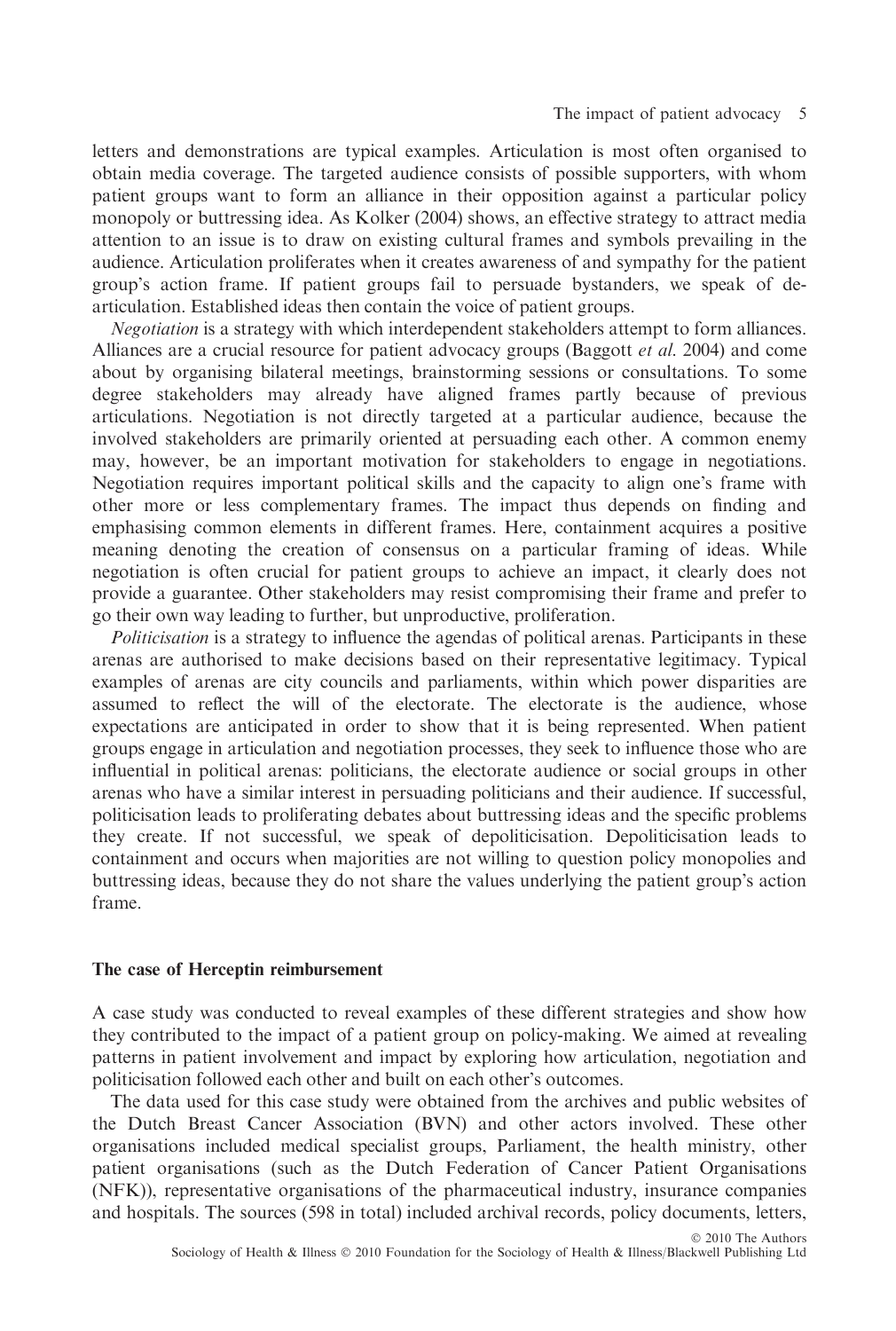letters and demonstrations are typical examples. Articulation is most often organised to obtain media coverage. The targeted audience consists of possible supporters, with whom patient groups want to form an alliance in their opposition against a particular policy monopoly or buttressing idea. As Kolker (2004) shows, an effective strategy to attract media attention to an issue is to draw on existing cultural frames and symbols prevailing in the audience. Articulation proliferates when it creates awareness of and sympathy for the patient group's action frame. If patient groups fail to persuade bystanders, we speak of de-articulation. Established ideas then contain the voice of patient groups.

*Negotiation* is a strategy with which interdependent stakeholders attempt to form alliances. Alliances are a crucial resource for patient advocacy groups (Baggott *et al.* 2004) and come about by organising bilateral meetings, brainstorming sessions or consultations. To some degree stakeholders may already have aligned frames partly because of previous articulations. Negotiation is not directly targeted at a particular audience, because the involved stakeholders are primarily oriented at persuading each other. A common enemy may, however, be an important motivation for stakeholders to engage in negotiations. Negotiation requires important political skills and the capacity to align one's frame with other more or less complementary frames. The impact thus depends on finding and emphasising common elements in different frames. Here, containment acquires a positive meaning denoting the creation of consensus on a particular framing of ideas. While negotiation is often crucial for patient groups to achieve an impact, it clearly does not provide a guarantee. Other stakeholders may resist compromising their frame and prefer to go their own way leading to further, but unproductive, proliferation.

*Politicisation* is a strategy to influence the agendas of political arenas. Participants in these arenas are authorised to make decisions based on their representative legitimacy. Typical examples of arenas are city councils and parliaments, within which power disparities are assumed to reflect the will of the electorate. The electorate is the audience, whose expectations are anticipated in order to show that it is being represented. When patient groups engage in articulation and negotiation processes, they seek to influence those who are influential in political arenas: politicians, the electorate audience or social groups in other arenas who have a similar interest in persuading politicians and their audience. If successful, politicisation leads to proliferating debates about buttressing ideas and the specific problems they create. If not successful, we speak of depoliticisation. Depoliticisation leads to containment and occurs when majorities are not willing to question policy monopolies and buttressing ideas, because they do not share the values underlying the patient group's action frame.

## The case of Herceptin reimbursement

A case study was conducted to reveal examples of these different strategies and show how they contributed to the impact of a patient group on policy-making. We aimed at revealing patterns in patient involvement and impact by exploring how articulation, negotiation and politicisation followed each other and built on each other's outcomes.

The data used for this case study were obtained from the archives and public websites of the Dutch Breast Cancer Association (BVN) and other actors involved. These other organisations included medical specialist groups, Parliament, the health ministry, other patient organisations (such as the Dutch Federation of Cancer Patient Organisations (NFK)), representative organisations of the pharmaceutical industry, insurance companies and hospitals. The sources (598 in total) included archival records, policy documents, letters,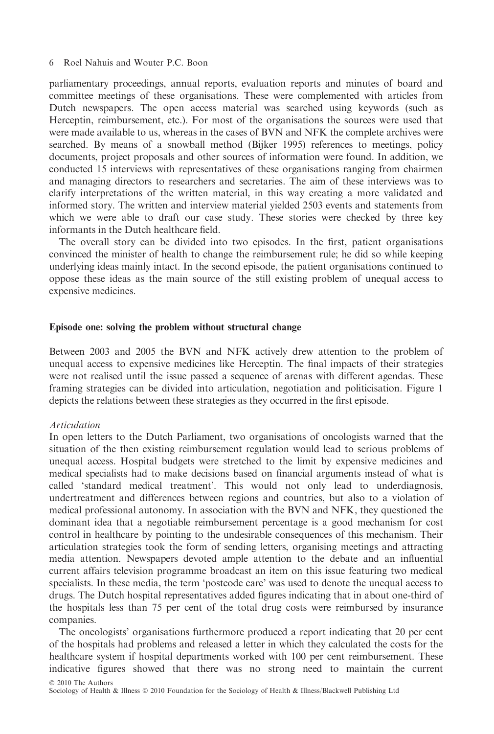parliamentary proceedings, annual reports, evaluation reports and minutes of board and committee meetings of these organisations. These were complemented with articles from Dutch newspapers. The open access material was searched using keywords (such as Herceptin, reimbursement, etc.). For most of the organisations the sources were used that were made available to us, whereas in the cases of BVN and NFK the complete archives were searched. By means of a snowball method (Bijker 1995) references to meetings, policy documents, project proposals and other sources of information were found. In addition, we conducted 15 interviews with representatives of these organisations ranging from chairmen and managing directors to researchers and secretaries. The aim of these interviews was to clarify interpretations of the written material, in this way creating a more validated and informed story. The written and interview material yielded 2503 events and statements from which we were able to draft our case study. These stories were checked by three key informants in the Dutch healthcare field.

The overall story can be divided into two episodes. In the first, patient organisations convinced the minister of health to change the reimbursement rule; he did so while keeping underlying ideas mainly intact. In the second episode, the patient organisations continued to oppose these ideas as the main source of the still existing problem of unequal access to expensive medicines.

## Episode one: solving the problem without structural change

Between 2003 and 2005 the BVN and NFK actively drew attention to the problem of unequal access to expensive medicines like Herceptin. The final impacts of their strategies were not realised until the issue passed a sequence of arenas with different agendas. These framing strategies can be divided into articulation, negotiation and politicisation. Figure 1 depicts the relations between these strategies as they occurred in the first episode.

### *Articulation*

In open letters to the Dutch Parliament, two organisations of oncologists warned that the situation of the then existing reimbursement regulation would lead to serious problems of unequal access. Hospital budgets were stretched to the limit by expensive medicines and medical specialists had to make decisions based on financial arguments instead of what is called 'standard medical treatment'. This would not only lead to underdiagnosis, undertreatment and differences between regions and countries, but also to a violation of medical professional autonomy. In association with the BVN and NFK, they questioned the dominant idea that a negotiable reimbursement percentage is a good mechanism for cost control in healthcare by pointing to the undesirable consequences of this mechanism. Their articulation strategies took the form of sending letters, organising meetings and attracting media attention. Newspapers devoted ample attention to the debate and an influential current affairs television programme broadcast an item on this issue featuring two medical specialists. In these media, the term 'postcode care' was used to denote the unequal access to drugs. The Dutch hospital representatives added figures indicating that in about one-third of the hospitals less than 75 per cent of the total drug costs were reimbursed by insurance companies.

The oncologists' organisations furthermore produced a report indicating that 20 per cent of the hospitals had problems and released a letter in which they calculated the costs for the healthcare system if hospital departments worked with 100 per cent reimbursement. These indicative figures showed that there was no strong need to maintain the current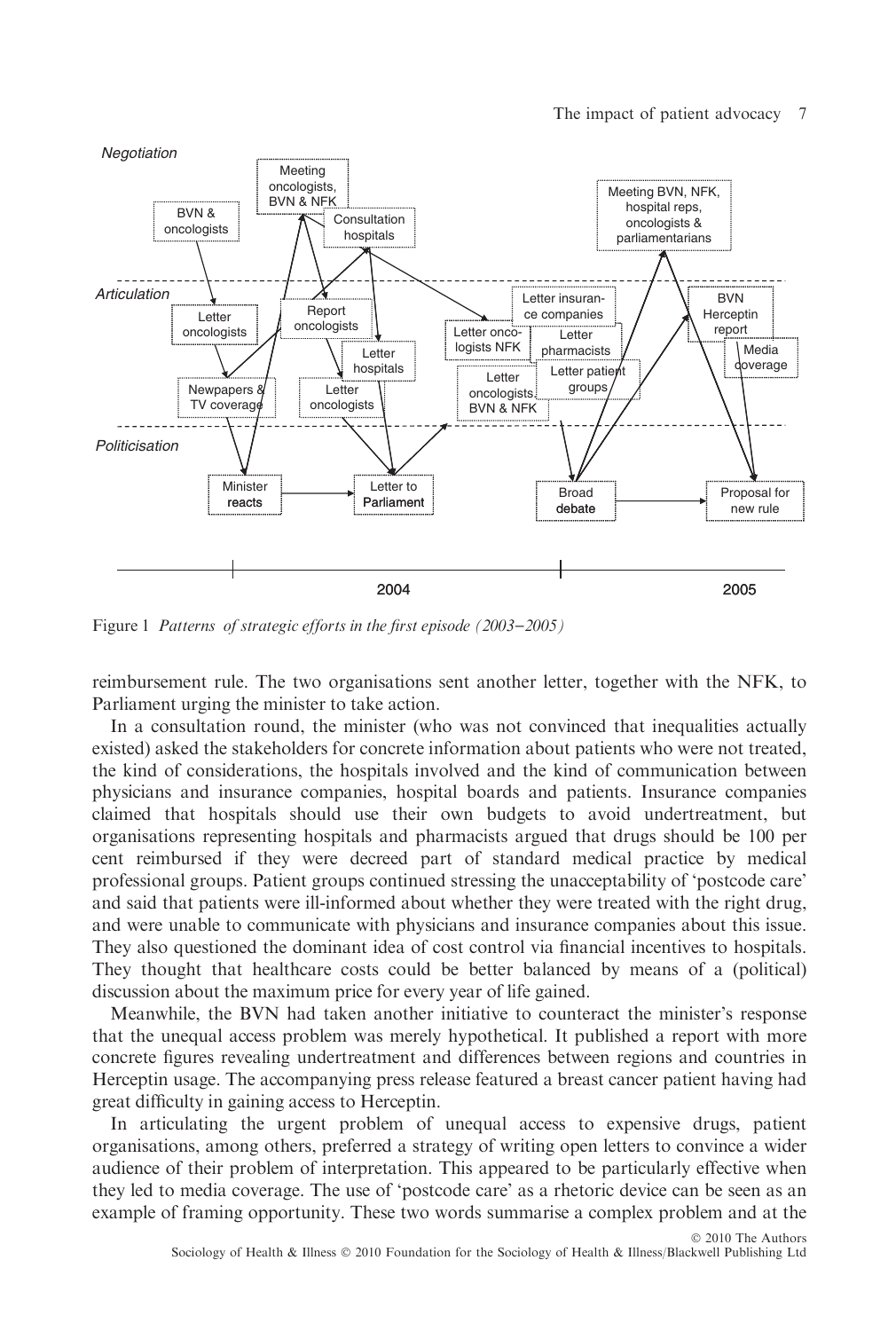Negotiation

BVN & oncologists

Meeting oncologists, BVN & NFK

Consultation hospitals

Meeting BVN, NFK, hospital reps, oncologists & parliamentarians

Articulation

Letter oncologists

Report oncologists

Letter insurance companies

BVN Herceptin report

Letter oncologists NFK

Letter pharmacists

Letter hospitals

Media coverage

Letter patient groups

Newpapers & TV coverage

Letter oncologists

Letter oncologists, BVN & NFK

Politicisation

Minister reacts

Letter to Parliament

Broad debate

Proposal for new rule

2004

2005

Figure 1 *Patterns of strategic efforts in the first episode (2003–2005)*

reimbursement rule. The two organisations sent another letter, together with the NFK, to Parliament urging the minister to take action.

In a consultation round, the minister (who was not convinced that inequalities actually existed) asked the stakeholders for concrete information about patients who were not treated, the kind of considerations, the hospitals involved and the kind of communication between physicians and insurance companies, hospital boards and patients. Insurance companies claimed that hospitals should use their own budgets to avoid undertreatment, but organisations representing hospitals and pharmacists argued that drugs should be 100 per cent reimbursed if they were decreed part of standard medical practice by medical professional groups. Patient groups continued stressing the unacceptability of 'postcode care' and said that patients were ill-informed about whether they were treated with the right drug, and were unable to communicate with physicians and insurance companies about this issue. They also questioned the dominant idea of cost control via financial incentives to hospitals. They thought that healthcare costs could be better balanced by means of a (political) discussion about the maximum price for every year of life gained.

Meanwhile, the BVN had taken another initiative to counteract the minister's response that the unequal access problem was merely hypothetical. It published a report with more concrete figures revealing undertreatment and differences between regions and countries in Herceptin usage. The accompanying press release featured a breast cancer patient having had great difficulty in gaining access to Herceptin.

In articulating the urgent problem of unequal access to expensive drugs, patient organisations, among others, preferred a strategy of writing open letters to convince a wider audience of their problem of interpretation. This appeared to be particularly effective when they led to media coverage. The use of 'postcode care' as a rhetoric device can be seen as an example of framing opportunity. These two words summarise a complex problem and at the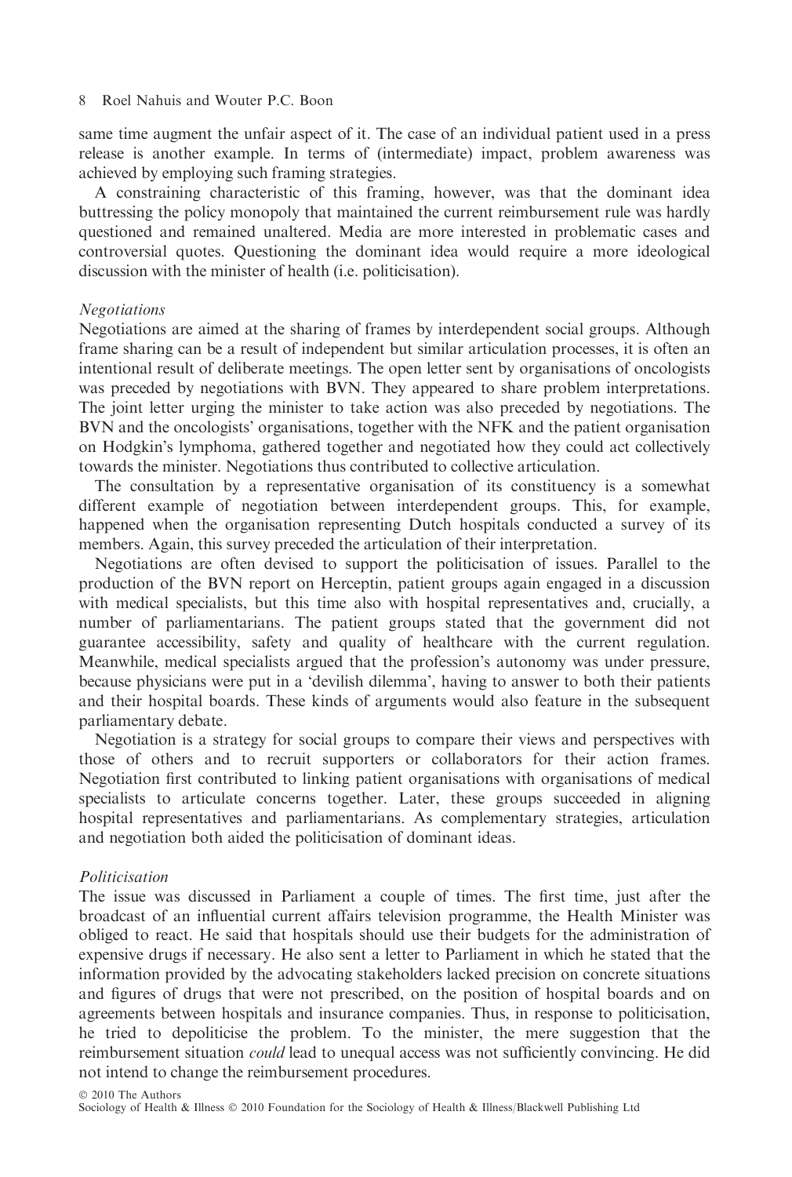same time augment the unfair aspect of it. The case of an individual patient used in a press release is another example. In terms of (intermediate) impact, problem awareness was achieved by employing such framing strategies.

A constraining characteristic of this framing, however, was that the dominant idea buttressing the policy monopoly that maintained the current reimbursement rule was hardly questioned and remained unaltered. Media are more interested in problematic cases and controversial quotes. Questioning the dominant idea would require a more ideological discussion with the minister of health (i.e. politicisation).

*Negotiations*

Negotiations are aimed at the sharing of frames by interdependent social groups. Although frame sharing can be a result of independent but similar articulation processes, it is often an intentional result of deliberate meetings. The open letter sent by organisations of oncologists was preceded by negotiations with BVN. They appeared to share problem interpretations. The joint letter urging the minister to take action was also preceded by negotiations. The BVN and the oncologists' organisations, together with the NFK and the patient organisation on Hodgkin's lymphoma, gathered together and negotiated how they could act collectively towards the minister. Negotiations thus contributed to collective articulation.

The consultation by a representative organisation of its constituency is a somewhat different example of negotiation between interdependent groups. This, for example, happened when the organisation representing Dutch hospitals conducted a survey of its members. Again, this survey preceded the articulation of their interpretation.

Negotiations are often devised to support the politicisation of issues. Parallel to the production of the BVN report on Herceptin, patient groups again engaged in a discussion with medical specialists, but this time also with hospital representatives and, crucially, a number of parliamentarians. The patient groups stated that the government did not guarantee accessibility, safety and quality of healthcare with the current regulation. Meanwhile, medical specialists argued that the profession's autonomy was under pressure, because physicians were put in a 'devilish dilemma', having to answer to both their patients and their hospital boards. These kinds of arguments would also feature in the subsequent parliamentary debate.

Negotiation is a strategy for social groups to compare their views and perspectives with those of others and to recruit supporters or collaborators for their action frames. Negotiation first contributed to linking patient organisations with organisations of medical specialists to articulate concerns together. Later, these groups succeeded in aligning hospital representatives and parliamentarians. As complementary strategies, articulation and negotiation both aided the politicisation of dominant ideas.

*Politicisation*

The issue was discussed in Parliament a couple of times. The first time, just after the broadcast of an influential current affairs television programme, the Health Minister was obliged to react. He said that hospitals should use their budgets for the administration of expensive drugs if necessary. He also sent a letter to Parliament in which he stated that the information provided by the advocating stakeholders lacked precision on concrete situations and figures of drugs that were not prescribed, on the position of hospital boards and on agreements between hospitals and insurance companies. Thus, in response to politicisation, he tried to depoliticise the problem. To the minister, the mere suggestion that the reimbursement situation *could* lead to unequal access was not sufficiently convincing. He did not intend to change the reimbursement procedures.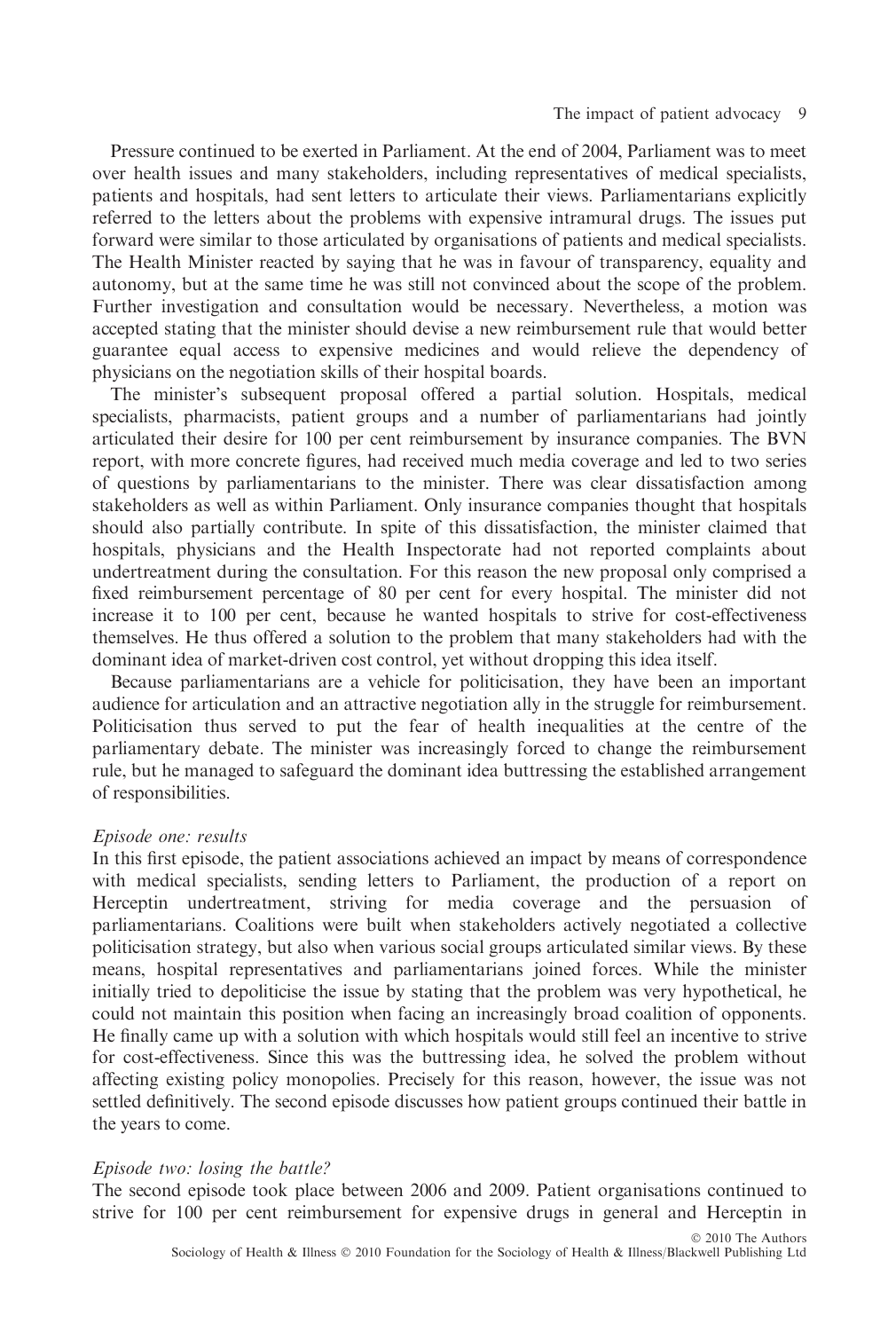Pressure continued to be exerted in Parliament. At the end of 2004, Parliament was to meet over health issues and many stakeholders, including representatives of medical specialists, patients and hospitals, had sent letters to articulate their views. Parliamentarians explicitly referred to the letters about the problems with expensive intramural drugs. The issues put forward were similar to those articulated by organisations of patients and medical specialists. The Health Minister reacted by saying that he was in favour of transparency, equality and autonomy, but at the same time he was still not convinced about the scope of the problem. Further investigation and consultation would be necessary. Nevertheless, a motion was accepted stating that the minister should devise a new reimbursement rule that would better guarantee equal access to expensive medicines and would relieve the dependency of physicians on the negotiation skills of their hospital boards.

The minister's subsequent proposal offered a partial solution. Hospitals, medical specialists, pharmacists, patient groups and a number of parliamentarians had jointly articulated their desire for 100 per cent reimbursement by insurance companies. The BVN report, with more concrete figures, had received much media coverage and led to two series of questions by parliamentarians to the minister. There was clear dissatisfaction among stakeholders as well as within Parliament. Only insurance companies thought that hospitals should also partially contribute. In spite of this dissatisfaction, the minister claimed that hospitals, physicians and the Health Inspectorate had not reported complaints about undertreatment during the consultation. For this reason the new proposal only comprised a fixed reimbursement percentage of 80 per cent for every hospital. The minister did not increase it to 100 per cent, because he wanted hospitals to strive for cost-effectiveness themselves. He thus offered a solution to the problem that many stakeholders had with the dominant idea of market-driven cost control, yet without dropping this idea itself.

Because parliamentarians are a vehicle for politicisation, they have been an important audience for articulation and an attractive negotiation ally in the struggle for reimbursement. Politicisation thus served to put the fear of health inequalities at the centre of the parliamentary debate. The minister was increasingly forced to change the reimbursement rule, but he managed to safeguard the dominant idea buttressing the established arrangement of responsibilities.

*Episode one: results*

In this first episode, the patient associations achieved an impact by means of correspondence with medical specialists, sending letters to Parliament, the production of a report on Herceptin undertreatment, striving for media coverage and the persuasion of parliamentarians. Coalitions were built when stakeholders actively negotiated a collective politicisation strategy, but also when various social groups articulated similar views. By these means, hospital representatives and parliamentarians joined forces. While the minister initially tried to depoliticise the issue by stating that the problem was very hypothetical, he could not maintain this position when facing an increasingly broad coalition of opponents. He finally came up with a solution with which hospitals would still feel an incentive to strive for cost-effectiveness. Since this was the buttressing idea, he solved the problem without affecting existing policy monopolies. Precisely for this reason, however, the issue was not settled definitively. The second episode discusses how patient groups continued their battle in the years to come.

*Episode two: losing the battle?*

The second episode took place between 2006 and 2009. Patient organisations continued to strive for 100 per cent reimbursement for expensive drugs in general and Herceptin in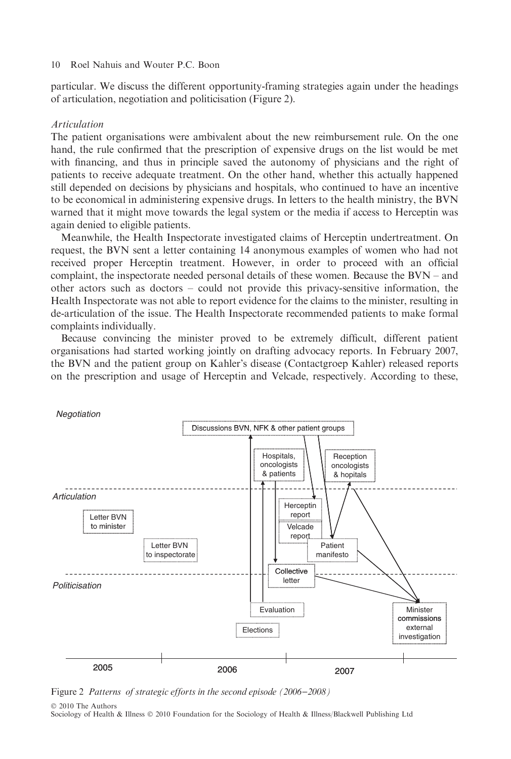particular. We discuss the different opportunity-framing strategies again under the headings of articulation, negotiation and politicisation (Figure 2).

*Articulation*

The patient organisations were ambivalent about the new reimbursement rule. On the one hand, the rule confirmed that the prescription of expensive drugs on the list would be met with financing, and thus in principle saved the autonomy of physicians and the right of patients to receive adequate treatment. On the other hand, whether this actually happened still depended on decisions by physicians and hospitals, who continued to have an incentive to be economical in administering expensive drugs. In letters to the health ministry, the BVN warned that it might move towards the legal system or the media if access to Herceptin was again denied to eligible patients.

Meanwhile, the Health Inspectorate investigated claims of Herceptin undertreatment. On request, the BVN sent a letter containing 14 anonymous examples of women who had not received proper Herceptin treatment. However, in order to proceed with an official complaint, the inspectorate needed personal details of these women. Because the BVN – and other actors such as doctors – could not provide this privacy-sensitive information, the Health Inspectorate was not able to report evidence for the claims to the minister, resulting in de-articulation of the issue. The Health Inspectorate recommended patients to make formal complaints individually.

Because convincing the minister proved to be extremely difficult, different patient organisations had started working jointly on drafting advocacy reports. In February 2007, the BVN and the patient group on Kahler's disease (Contactgroep Kahler) released reports on the prescription and usage of Herceptin and Velcade, respectively. According to these,

Figure 2 *Patterns of strategic efforts in the second episode (2006–2008)*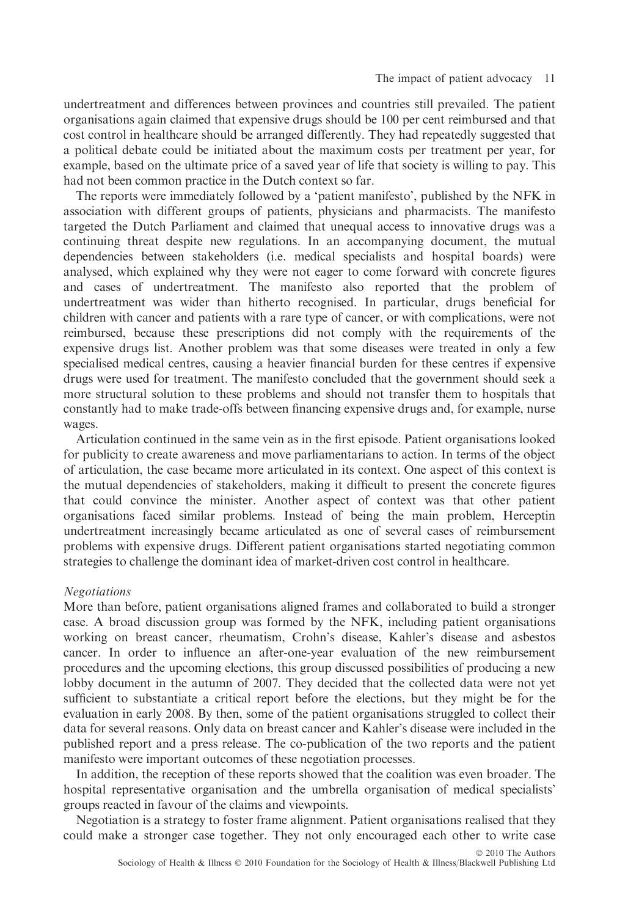undertreatment and differences between provinces and countries still prevailed. The patient organisations again claimed that expensive drugs should be 100 per cent reimbursed and that cost control in healthcare should be arranged differently. They had repeatedly suggested that a political debate could be initiated about the maximum costs per treatment per year, for example, based on the ultimate price of a saved year of life that society is willing to pay. This had not been common practice in the Dutch context so far.

The reports were immediately followed by a 'patient manifesto', published by the NFK in association with different groups of patients, physicians and pharmacists. The manifesto targeted the Dutch Parliament and claimed that unequal access to innovative drugs was a continuing threat despite new regulations. In an accompanying document, the mutual dependencies between stakeholders (i.e. medical specialists and hospital boards) were analysed, which explained why they were not eager to come forward with concrete figures and cases of undertreatment. The manifesto also reported that the problem of undertreatment was wider than hitherto recognised. In particular, drugs beneficial for children with cancer and patients with a rare type of cancer, or with complications, were not reimbursed, because these prescriptions did not comply with the requirements of the expensive drugs list. Another problem was that some diseases were treated in only a few specialised medical centres, causing a heavier financial burden for these centres if expensive drugs were used for treatment. The manifesto concluded that the government should seek a more structural solution to these problems and should not transfer them to hospitals that constantly had to make trade-offs between financing expensive drugs and, for example, nurse wages.

Articulation continued in the same vein as in the first episode. Patient organisations looked for publicity to create awareness and move parliamentarians to action. In terms of the object of articulation, the case became more articulated in its context. One aspect of this context is the mutual dependencies of stakeholders, making it difficult to present the concrete figures that could convince the minister. Another aspect of context was that other patient organisations faced similar problems. Instead of being the main problem, Herceptin undertreatment increasingly became articulated as one of several cases of reimbursement problems with expensive drugs. Different patient organisations started negotiating common strategies to challenge the dominant idea of market-driven cost control in healthcare.

*Negotiations*

More than before, patient organisations aligned frames and collaborated to build a stronger case. A broad discussion group was formed by the NFK, including patient organisations working on breast cancer, rheumatism, Crohn's disease, Kahler's disease and asbestos cancer. In order to influence an after-one-year evaluation of the new reimbursement procedures and the upcoming elections, this group discussed possibilities of producing a new lobby document in the autumn of 2007. They decided that the collected data were not yet sufficient to substantiate a critical report before the elections, but they might be for the evaluation in early 2008. By then, some of the patient organisations struggled to collect their data for several reasons. Only data on breast cancer and Kahler's disease were included in the published report and a press release. The co-publication of the two reports and the patient manifesto were important outcomes of these negotiation processes.

In addition, the reception of these reports showed that the coalition was even broader. The hospital representative organisation and the umbrella organisation of medical specialists' groups reacted in favour of the claims and viewpoints.

Negotiation is a strategy to foster frame alignment. Patient organisations realised that they could make a stronger case together. They not only encouraged each other to write case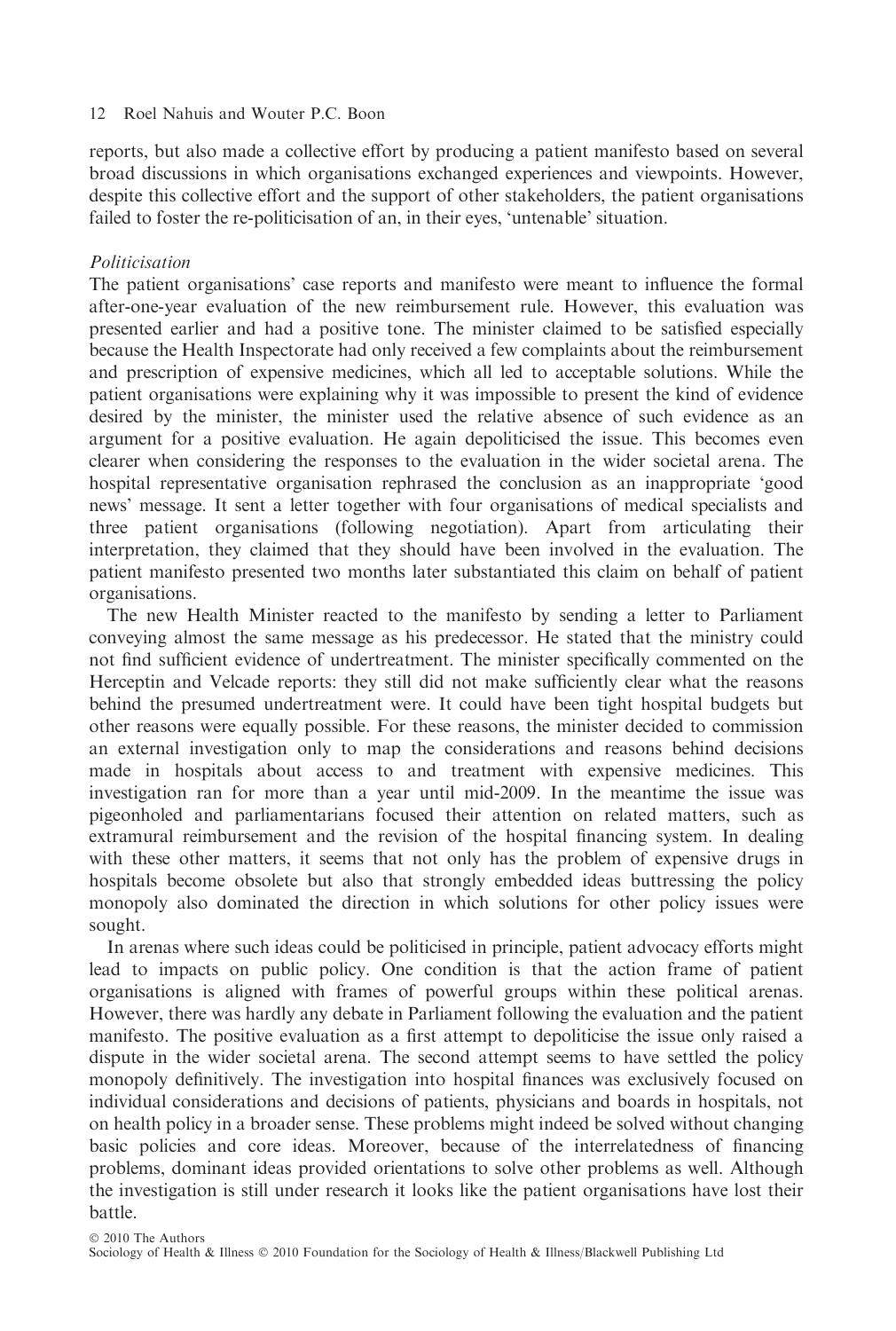reports, but also made a collective effort by producing a patient manifesto based on several broad discussions in which organisations exchanged experiences and viewpoints. However, despite this collective effort and the support of other stakeholders, the patient organisations failed to foster the re-politicisation of an, in their eyes, 'untenable' situation.

*Politicisation*

The patient organisations' case reports and manifesto were meant to influence the formal after-one-year evaluation of the new reimbursement rule. However, this evaluation was presented earlier and had a positive tone. The minister claimed to be satisfied especially because the Health Inspectorate had only received a few complaints about the reimbursement and prescription of expensive medicines, which all led to acceptable solutions. While the patient organisations were explaining why it was impossible to present the kind of evidence desired by the minister, the minister used the relative absence of such evidence as an argument for a positive evaluation. He again depoliticised the issue. This becomes even clearer when considering the responses to the evaluation in the wider societal arena. The hospital representative organisation rephrased the conclusion as an inappropriate 'good news' message. It sent a letter together with four organisations of medical specialists and three patient organisations (following negotiation). Apart from articulating their interpretation, they claimed that they should have been involved in the evaluation. The patient manifesto presented two months later substantiated this claim on behalf of patient organisations.

The new Health Minister reacted to the manifesto by sending a letter to Parliament conveying almost the same message as his predecessor. He stated that the ministry could not find sufficient evidence of undertreatment. The minister specifically commented on the Herceptin and Velcade reports: they still did not make sufficiently clear what the reasons behind the presumed undertreatment were. It could have been tight hospital budgets but other reasons were equally possible. For these reasons, the minister decided to commission an external investigation only to map the considerations and reasons behind decisions made in hospitals about access to and treatment with expensive medicines. This investigation ran for more than a year until mid-2009. In the meantime the issue was pigeonholed and parliamentarians focused their attention on related matters, such as extramural reimbursement and the revision of the hospital financing system. In dealing with these other matters, it seems that not only has the problem of expensive drugs in hospitals become obsolete but also that strongly embedded ideas buttressing the policy monopoly also dominated the direction in which solutions for other policy issues were sought.

In arenas where such ideas could be politicised in principle, patient advocacy efforts might lead to impacts on public policy. One condition is that the action frame of patient organisations is aligned with frames of powerful groups within these political arenas. However, there was hardly any debate in Parliament following the evaluation and the patient manifesto. The positive evaluation as a first attempt to depoliticise the issue only raised a dispute in the wider societal arena. The second attempt seems to have settled the policy monopoly definitively. The investigation into hospital finances was exclusively focused on individual considerations and decisions of patients, physicians and boards in hospitals, not on health policy in a broader sense. These problems might indeed be solved without changing basic policies and core ideas. Moreover, because of the interrelatedness of financing problems, dominant ideas provided orientations to solve other problems as well. Although the investigation is still under research it looks like the patient organisations have lost their battle.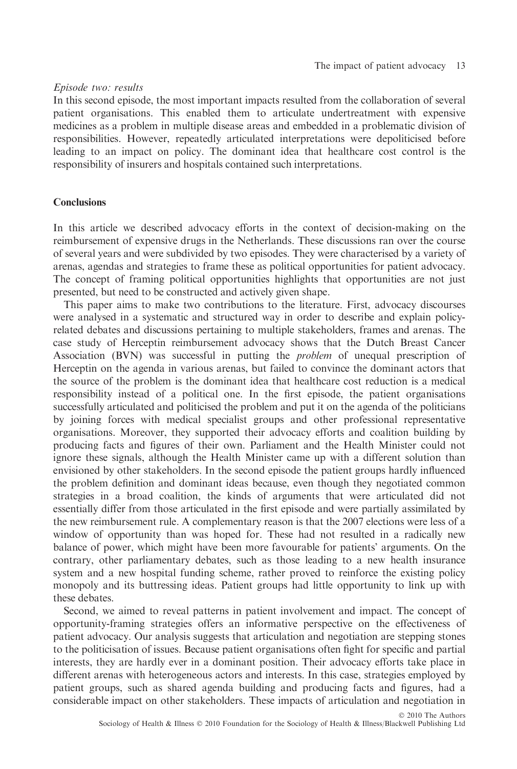*Episode two: results*

In this second episode, the most important impacts resulted from the collaboration of several patient organisations. This enabled them to articulate undertreatment with expensive medicines as a problem in multiple disease areas and embedded in a problematic division of responsibilities. However, repeatedly articulated interpretations were depoliticised before leading to an impact on policy. The dominant idea that healthcare cost control is the responsibility of insurers and hospitals contained such interpretations.

## Conclusions

In this article we described advocacy efforts in the context of decision-making on the reimbursement of expensive drugs in the Netherlands. These discussions ran over the course of several years and were subdivided by two episodes. They were characterised by a variety of arenas, agendas and strategies to frame these as political opportunities for patient advocacy. The concept of framing political opportunities highlights that opportunities are not just presented, but need to be constructed and actively given shape.

This paper aims to make two contributions to the literature. First, advocacy discourses were analysed in a systematic and structured way in order to describe and explain policy-related debates and discussions pertaining to multiple stakeholders, frames and arenas. The case study of Herceptin reimbursement advocacy shows that the Dutch Breast Cancer Association (BVN) was successful in putting the *problem* of unequal prescription of Herceptin on the agenda in various arenas, but failed to convince the dominant actors that the source of the problem is the dominant idea that healthcare cost reduction is a medical responsibility instead of a political one. In the first episode, the patient organisations successfully articulated and politicised the problem and put it on the agenda of the politicians by joining forces with medical specialist groups and other professional representative organisations. Moreover, they supported their advocacy efforts and coalition building by producing facts and figures of their own. Parliament and the Health Minister could not ignore these signals, although the Health Minister came up with a different solution than envisioned by other stakeholders. In the second episode the patient groups hardly influenced the problem definition and dominant ideas because, even though they negotiated common strategies in a broad coalition, the kinds of arguments that were articulated did not essentially differ from those articulated in the first episode and were partially assimilated by the new reimbursement rule. A complementary reason is that the 2007 elections were less of a window of opportunity than was hoped for. These had not resulted in a radically new balance of power, which might have been more favourable for patients' arguments. On the contrary, other parliamentary debates, such as those leading to a new health insurance system and a new hospital funding scheme, rather proved to reinforce the existing policy monopoly and its buttressing ideas. Patient groups had little opportunity to link up with these debates.

Second, we aimed to reveal patterns in patient involvement and impact. The concept of opportunity-framing strategies offers an informative perspective on the effectiveness of patient advocacy. Our analysis suggests that articulation and negotiation are stepping stones to the politicisation of issues. Because patient organisations often fight for specific and partial interests, they are hardly ever in a dominant position. Their advocacy efforts take place in different arenas with heterogeneous actors and interests. In this case, strategies employed by patient groups, such as shared agenda building and producing facts and figures, had a considerable impact on other stakeholders. These impacts of articulation and negotiation in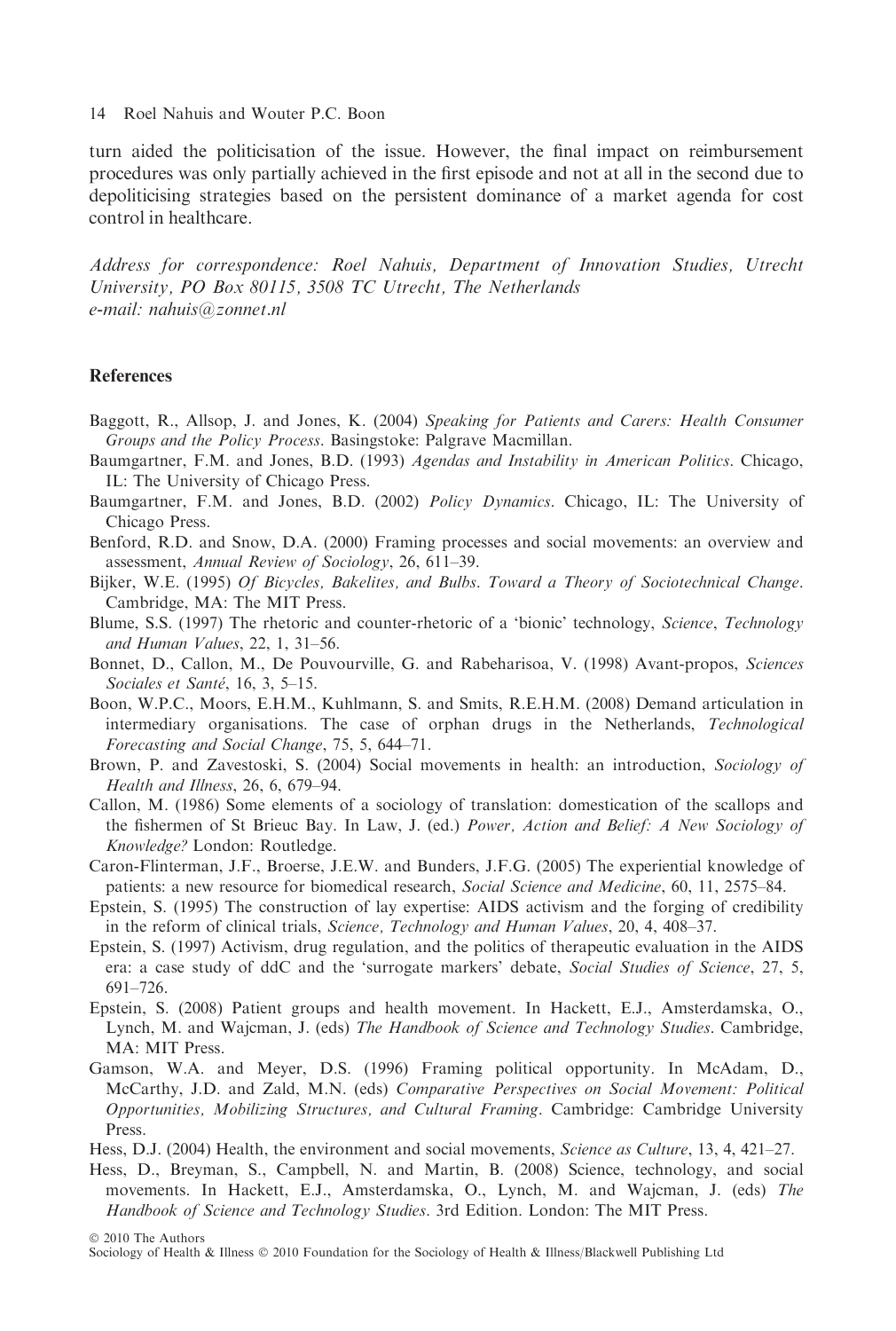turn aided the politicisation of the issue. However, the final impact on reimbursement procedures was only partially achieved in the first episode and not at all in the second due to depoliticising strategies based on the persistent dominance of a market agenda for cost control in healthcare.

*Address for correspondence: Roel Nahuis, Department of Innovation Studies, Utrecht University, PO Box 80115, 3508 TC Utrecht, The Netherlands*
*e-mail: nahuis@zonnet.nl*

## References

Baggott, R., Allsop, J. and Jones, K. (2004) *Speaking for Patients and Carers: Health Consumer Groups and the Policy Process*. Basingstoke: Palgrave Macmillan.

Baumgartner, F.M. and Jones, B.D. (1993) *Agendas and Instability in American Politics*. Chicago, IL: The University of Chicago Press.

Baumgartner, F.M. and Jones, B.D. (2002) *Policy Dynamics*. Chicago, IL: The University of Chicago Press.

Benford, R.D. and Snow, D.A. (2000) Framing processes and social movements: an overview and assessment, *Annual Review of Sociology*, 26, 611–39.

Bijker, W.E. (1995) *Of Bicycles, Bakelites, and Bulbs. Toward a Theory of Sociotechnical Change*. Cambridge, MA: The MIT Press.

Blume, S.S. (1997) The rhetoric and counter-rhetoric of a 'bionic' technology, *Science, Technology and Human Values*, 22, 1, 31–56.

Bonnet, D., Callon, M., De Pouvourville, G. and Rabeharisoa, V. (1998) Avant-propos, *Sciences Sociales et Santé*, 16, 3, 5–15.

Boon, W.P.C., Moors, E.H.M., Kuhlmann, S. and Smits, R.E.H.M. (2008) Demand articulation in intermediary organisations. The case of orphan drugs in the Netherlands, *Technological Forecasting and Social Change*, 75, 5, 644–71.

Brown, P. and Zavestoski, S. (2004) Social movements in health: an introduction, *Sociology of Health and Illness*, 26, 6, 679–94.

Callon, M. (1986) Some elements of a sociology of translation: domestication of the scallops and the fishermen of St Brieuc Bay. In Law, J. (ed.) *Power, Action and Belief: A New Sociology of Knowledge?* London: Routledge.

Caron-Flinterman, J.F., Broerse, J.E.W. and Bunders, J.F.G. (2005) The experiential knowledge of patients: a new resource for biomedical research, *Social Science and Medicine*, 60, 11, 2575–84.

Epstein, S. (1995) The construction of lay expertise: AIDS activism and the forging of credibility in the reform of clinical trials, *Science, Technology and Human Values*, 20, 4, 408–37.

Epstein, S. (1997) Activism, drug regulation, and the politics of therapeutic evaluation in the AIDS era: a case study of ddC and the 'surrogate markers' debate, *Social Studies of Science*, 27, 5, 691–726.

Epstein, S. (2008) Patient groups and health movement. In Hackett, E.J., Amsterdamska, O., Lynch, M. and Wajcman, J. (eds) *The Handbook of Science and Technology Studies*. Cambridge, MA: MIT Press.

Gamson, W.A. and Meyer, D.S. (1996) Framing political opportunity. In McAdam, D., McCarthy, J.D. and Zald, M.N. (eds) *Comparative Perspectives on Social Movement: Political Opportunities, Mobilizing Structures, and Cultural Framing*. Cambridge: Cambridge University Press.

Hess, D.J. (2004) Health, the environment and social movements, *Science as Culture*, 13, 4, 421–27.

Hess, D., Breyman, S., Campbell, N. and Martin, B. (2008) Science, technology, and social movements. In Hackett, E.J., Amsterdamska, O., Lynch, M. and Wajcman, J. (eds) *The Handbook of Science and Technology Studies*. 3rd Edition. London: The MIT Press.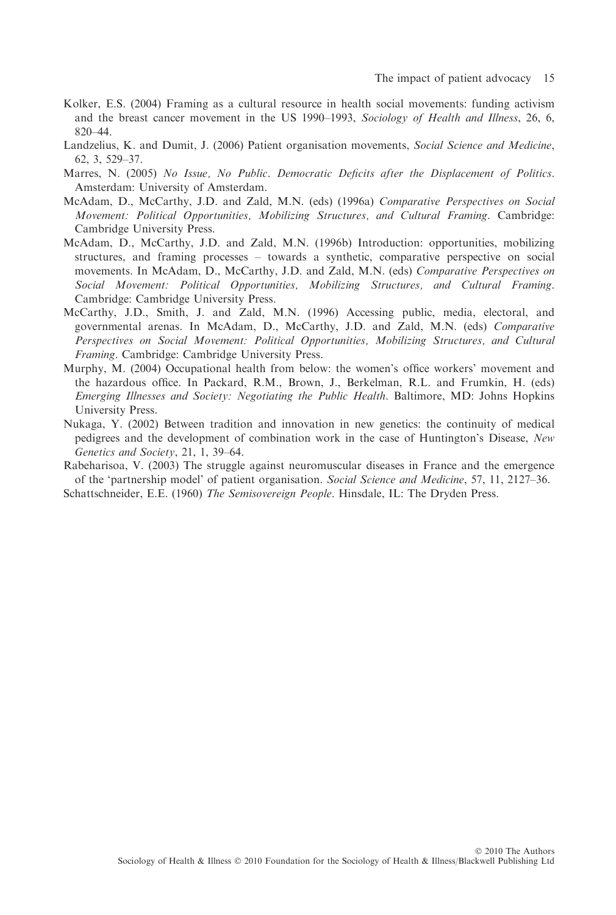Kolker, E.S. (2004) Framing as a cultural resource in health social movements: funding activism and the breast cancer movement in the US 1990–1993, *Sociology of Health and Illness*, 26, 6, 820–44.

Landzelius, K. and Dumit, J. (2006) Patient organisation movements, *Social Science and Medicine*, 62, 3, 529–37.

Marres, N. (2005) *No Issue, No Public. Democratic Deficits after the Displacement of Politics*. Amsterdam: University of Amsterdam.

McAdam, D., McCarthy, J.D. and Zald, M.N. (eds) (1996a) *Comparative Perspectives on Social Movement: Political Opportunities, Mobilizing Structures, and Cultural Framing*. Cambridge: Cambridge University Press.

McAdam, D., McCarthy, J.D. and Zald, M.N. (1996b) Introduction: opportunities, mobilizing structures, and framing processes – towards a synthetic, comparative perspective on social movements. In McAdam, D., McCarthy, J.D. and Zald, M.N. (eds) *Comparative Perspectives on Social Movement: Political Opportunities, Mobilizing Structures, and Cultural Framing*. Cambridge: Cambridge University Press.

McCarthy, J.D., Smith, J. and Zald, M.N. (1996) Accessing public, media, electoral, and governmental arenas. In McAdam, D., McCarthy, J.D. and Zald, M.N. (eds) *Comparative Perspectives on Social Movement: Political Opportunities, Mobilizing Structures, and Cultural Framing*. Cambridge: Cambridge University Press.

Murphy, M. (2004) Occupational health from below: the women's office workers' movement and the hazardous office. In Packard, R.M., Brown, J., Berkelman, R.L. and Frumkin, H. (eds) *Emerging Illnesses and Society: Negotiating the Public Health*. Baltimore, MD: Johns Hopkins University Press.

Nukaga, Y. (2002) Between tradition and innovation in new genetics: the continuity of medical pedigrees and the development of combination work in the case of Huntington's Disease, *New Genetics and Society*, 21, 1, 39–64.

Rabeharisoa, V. (2003) The struggle against neuromuscular diseases in France and the emergence of the 'partnership model' of patient organisation. *Social Science and Medicine*, 57, 11, 2127–36.

Schattschneider, E.E. (1960) *The Semisovereign People*. Hinsdale, IL: The Dryden Press.